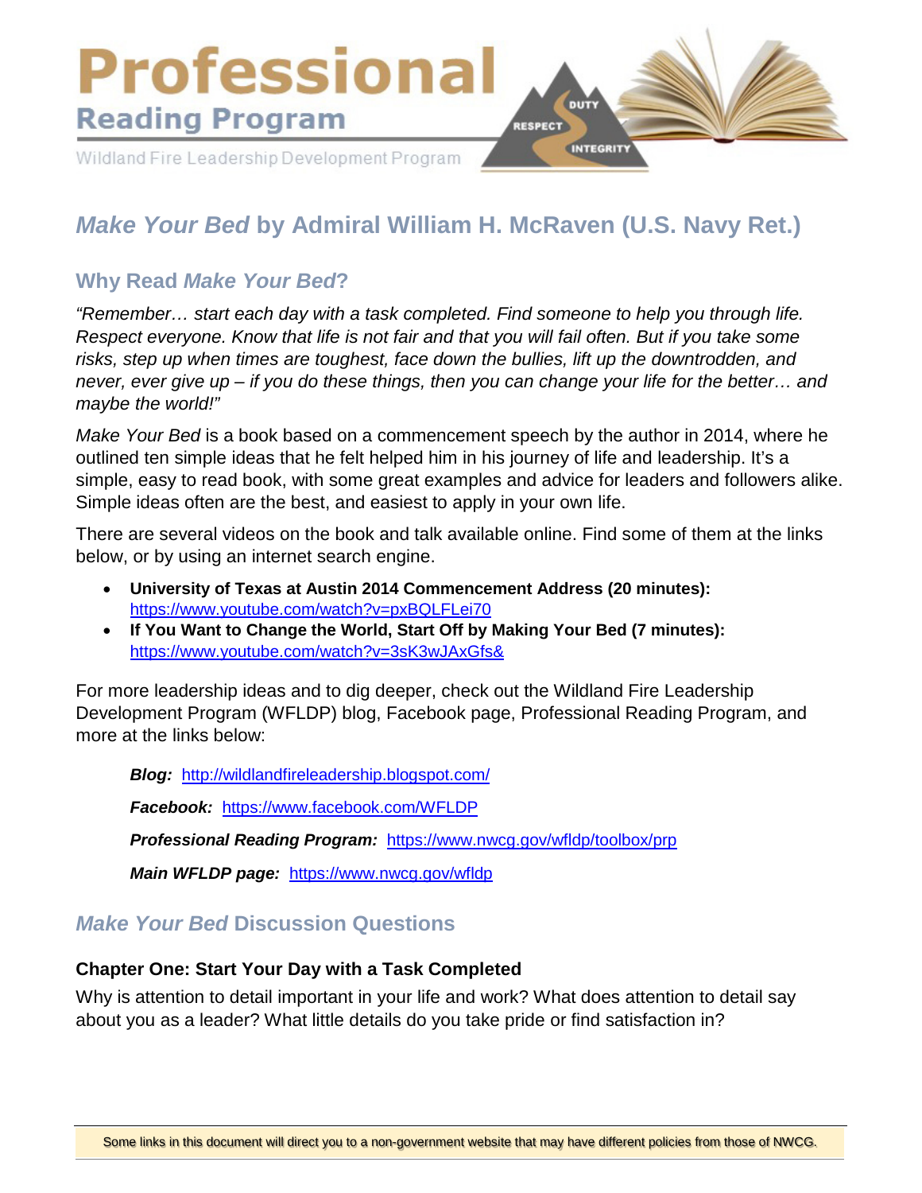# Professional

## Reading Program

Wildland Fire Leadership Development Program

DUTY RESPECT INTEGRITY

# *Make Your Bed* by Admiral William H. McRaven (U.S. Navy Ret.)

## Why Read *Make Your Bed*?

*"Remember… start each day with a task completed. Find someone to help you through life. Respect everyone. Know that life is not fair and that you will fail often. But if you take some risks, step up when times are toughest, face down the bullies, lift up the downtrodden, and never, ever give up – if you do these things, then you can change your life for the better… and maybe the world!"*

*Make Your Bed* is a book based on a commencement speech by the author in 2014, where he outlined ten simple ideas that he felt helped him in his journey of life and leadership. It's a simple, easy to read book, with some great examples and advice for leaders and followers alike. Simple ideas often are the best, and easiest to apply in your own life.

There are several videos on the book and talk available online. Find some of them at the links below, or by using an internet search engine.

- **University of Texas at Austin 2014 Commencement Address (20 minutes):** [https://www.youtube.com/watch?v=pxBQLFLei70](https://www.youtube.com/watch?v=pxBQLFLei70)
- **If You Want to Change the World, Start Off by Making Your Bed (7 minutes):** [https://www.youtube.com/watch?v=3sK3wJAxGfs&](https://www.youtube.com/watch?v=3sK3wJAxGfs&)

For more leadership ideas and to dig deeper, check out the Wildland Fire Leadership Development Program (WFLDP) blog, Facebook page, Professional Reading Program, and more at the links below:

***Blog:*** [http://wildlandfireleadership.blogspot.com/](http://wildlandfireleadership.blogspot.com/)

***Facebook:*** [https://www.facebook.com/WFLDP](https://www.facebook.com/WFLDP)

***Professional Reading Program:*** [https://www.nwcg.gov/wfldp/toolbox/prp](https://www.nwcg.gov/wfldp/toolbox/prp)

***Main WFLDP page:*** [https://www.nwcg.gov/wfldp](https://www.nwcg.gov/wfldp)

## *Make Your Bed* Discussion Questions

### Chapter One: Start Your Day with a Task Completed

Why is attention to detail important in your life and work? What does attention to detail say about you as a leader? What little details do you take pride or find satisfaction in?

Some links in this document will direct you to a non-government website that may have different policies from those of NWCG.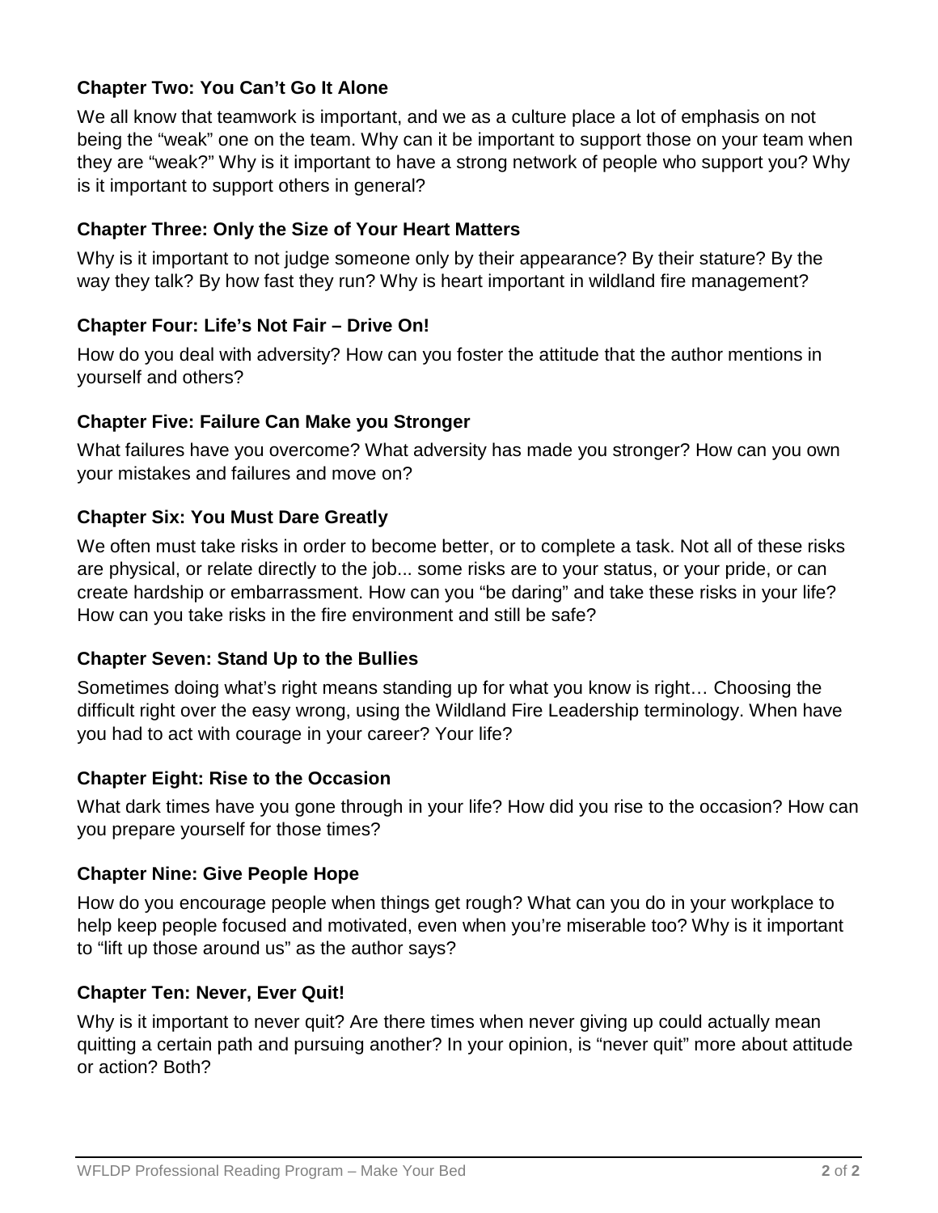### Chapter Two: You Can't Go It Alone

We all know that teamwork is important, and we as a culture place a lot of emphasis on not being the "weak" one on the team. Why can it be important to support those on your team when they are "weak?" Why is it important to have a strong network of people who support you? Why is it important to support others in general?

### Chapter Three: Only the Size of Your Heart Matters

Why is it important to not judge someone only by their appearance? By their stature? By the way they talk? By how fast they run? Why is heart important in wildland fire management?

### Chapter Four: Life's Not Fair – Drive On!

How do you deal with adversity? How can you foster the attitude that the author mentions in yourself and others?

### Chapter Five: Failure Can Make you Stronger

What failures have you overcome? What adversity has made you stronger? How can you own your mistakes and failures and move on?

### Chapter Six: You Must Dare Greatly

We often must take risks in order to become better, or to complete a task. Not all of these risks are physical, or relate directly to the job... some risks are to your status, or your pride, or can create hardship or embarrassment. How can you "be daring" and take these risks in your life? How can you take risks in the fire environment and still be safe?

### Chapter Seven: Stand Up to the Bullies

Sometimes doing what's right means standing up for what you know is right… Choosing the difficult right over the easy wrong, using the Wildland Fire Leadership terminology. When have you had to act with courage in your career? Your life?

### Chapter Eight: Rise to the Occasion

What dark times have you gone through in your life? How did you rise to the occasion? How can you prepare yourself for those times?

### Chapter Nine: Give People Hope

How do you encourage people when things get rough? What can you do in your workplace to help keep people focused and motivated, even when you're miserable too? Why is it important to "lift up those around us" as the author says?

### Chapter Ten: Never, Ever Quit!

Why is it important to never quit? Are there times when never giving up could actually mean quitting a certain path and pursuing another? In your opinion, is "never quit" more about attitude or action? Both?